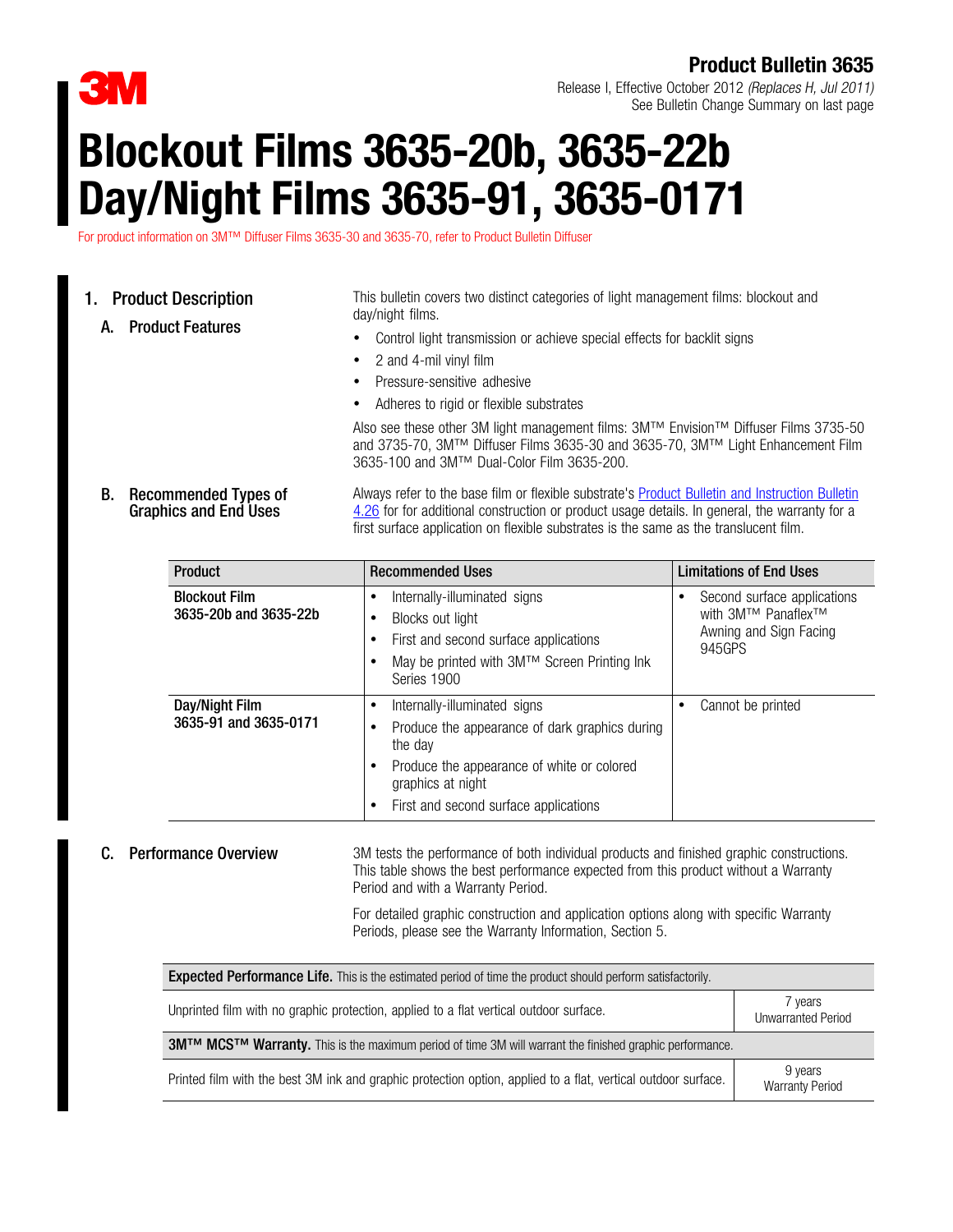3M

**Product Bulletin 3635**

Release I, Effective October 2012 *(Replaces H, Jul 2011)*
See Bulletin Change Summary on last page

# Blockout Films 3635-20b, 3635-22b Day/Night Films 3635-91, 3635-0171

For product information on 3M™ Diffuser Films 3635-30 and 3635-70, refer to Product Bulletin Diffuser

## 1. Product Description

### A. Product Features

This bulletin covers two distinct categories of light management films: blockout and day/night films.

- Control light transmission or achieve special effects for backlit signs
- 2 and 4-mil vinyl film
- Pressure-sensitive adhesive
- Adheres to rigid or flexible substrates

Also see these other 3M light management films: 3M™ Envision™ Diffuser Films 3735-50 and 3735-70, 3M™ Diffuser Films 3635-30 and 3635-70, 3M™ Light Enhancement Film 3635-100 and 3M™ Dual-Color Film 3635-200.

### B. Recommended Types of Graphics and End Uses

Always refer to the base film or flexible substrate's Product Bulletin and Instruction Bulletin 4.26 for for additional construction or product usage details. In general, the warranty for a first surface application on flexible substrates is the same as the translucent film.

| Product | Recommended Uses | Limitations of End Uses |
|---|---|---|
| **Blockout Film 3635-20b and 3635-22b** | • Internally-illuminated signs<br>• Blocks out light<br>• First and second surface applications<br>• May be printed with 3M™ Screen Printing Ink Series 1900 | • Second surface applications with 3M™ Panaflex™ Awning and Sign Facing 945GPS |
| **Day/Night Film 3635-91 and 3635-0171** | • Internally-illuminated signs<br>• Produce the appearance of dark graphics during the day<br>• Produce the appearance of white or colored graphics at night<br>• First and second surface applications | • Cannot be printed |

### C. Performance Overview

3M tests the performance of both individual products and finished graphic constructions. This table shows the best performance expected from this product without a Warranty Period and with a Warranty Period.

For detailed graphic construction and application options along with specific Warranty Periods, please see the Warranty Information, Section 5.

| **Expected Performance Life.** This is the estimated period of time the product should perform satisfactorily. | |
|---|---|
| Unprinted film with no graphic protection, applied to a flat vertical outdoor surface. | 7 years Unwarranted Period |
| **3M™ MCS™ Warranty.** This is the maximum period of time 3M will warrant the finished graphic performance. | |
| Printed film with the best 3M ink and graphic protection option, applied to a flat, vertical outdoor surface. | 9 years Warranty Period |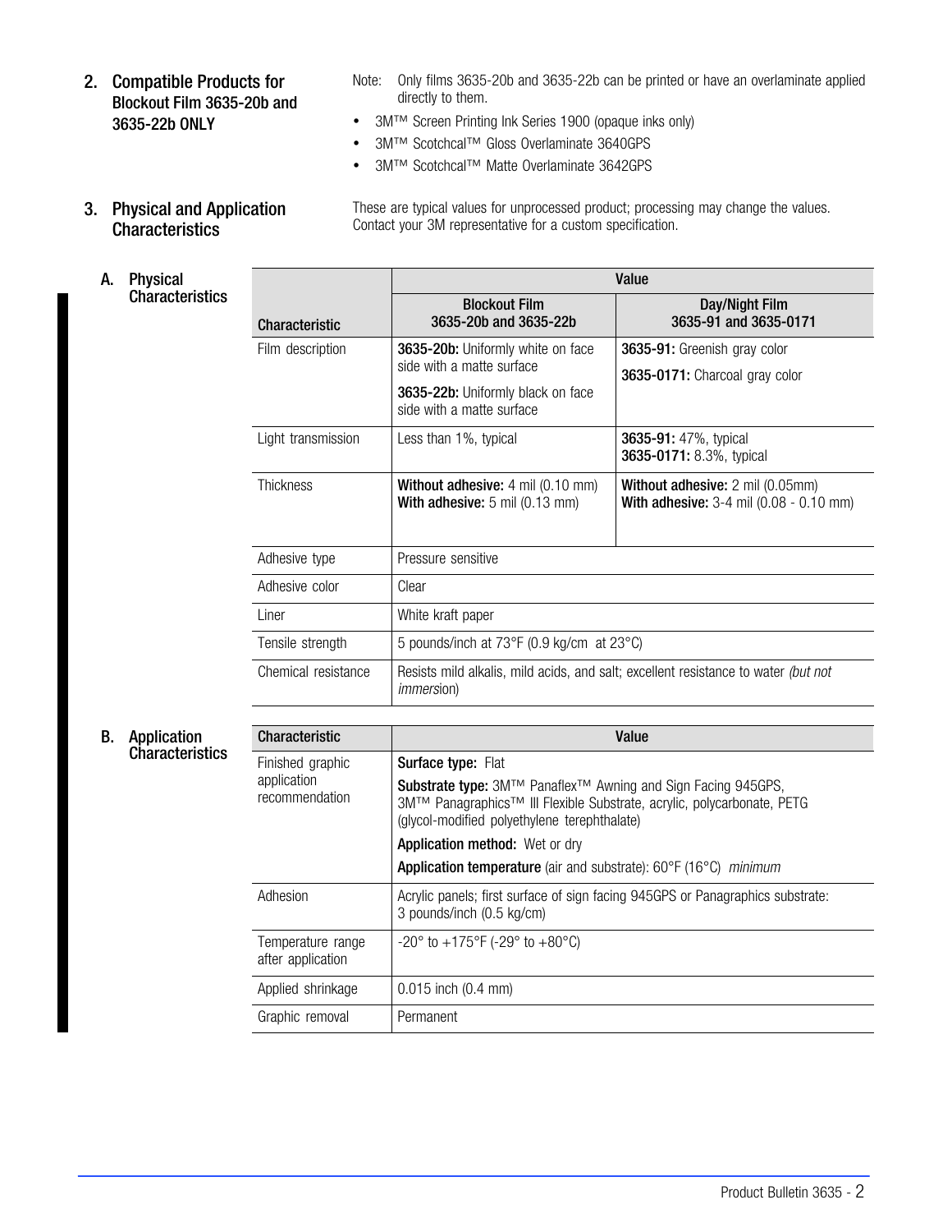## 2. Compatible Products for Blockout Film 3635-20b and 3635-22b ONLY

Note: Only films 3635-20b and 3635-22b can be printed or have an overlaminate applied directly to them.

- 3M™ Screen Printing Ink Series 1900 (opaque inks only)
- 3M™ Scotchcal™ Gloss Overlaminate 3640GPS
- 3M™ Scotchcal™ Matte Overlaminate 3642GPS

## 3. Physical and Application Characteristics

These are typical values for unprocessed product; processing may change the values. Contact your 3M representative for a custom specification.

### A. Physical Characteristics

| Characteristic | Value | |
|---|---|---|
| | **Blockout Film 3635-20b and 3635-22b** | **Day/Night Film 3635-91 and 3635-0171** |
| Film description | **3635-20b:** Uniformly white on face side with a matte surface<br>**3635-22b:** Uniformly black on face side with a matte surface | **3635-91:** Greenish gray color<br>**3635-0171:** Charcoal gray color |
| Light transmission | Less than 1%, typical | **3635-91:** 47%, typical<br>**3635-0171:** 8.3%, typical |
| Thickness | **Without adhesive:** 4 mil (0.10 mm)<br>**With adhesive:** 5 mil (0.13 mm) | **Without adhesive:** 2 mil (0.05mm)<br>**With adhesive:** 3-4 mil (0.08 - 0.10 mm) |
| Adhesive type | Pressure sensitive | |
| Adhesive color | Clear | |
| Liner | White kraft paper | |
| Tensile strength | 5 pounds/inch at 73°F (0.9 kg/cm at 23°C) | |
| Chemical resistance | Resists mild alkalis, mild acids, and salt; excellent resistance to water *(but not immersion)* | |

### B. Application Characteristics

| Characteristic | Value |
|---|---|
| Finished graphic application recommendation | **Surface type:** Flat<br>**Substrate type:** 3M™ Panaflex™ Awning and Sign Facing 945GPS, 3M™ Panagraphics™ III Flexible Substrate, acrylic, polycarbonate, PETG (glycol-modified polyethylene terephthalate)<br>**Application method:** Wet or dry<br>**Application temperature** (air and substrate): 60°F (16°C) *minimum* |
| Adhesion | Acrylic panels; first surface of sign facing 945GPS or Panagraphics substrate: 3 pounds/inch (0.5 kg/cm) |
| Temperature range after application | -20° to +175°F (-29° to +80°C) |
| Applied shrinkage | 0.015 inch (0.4 mm) |
| Graphic removal | Permanent |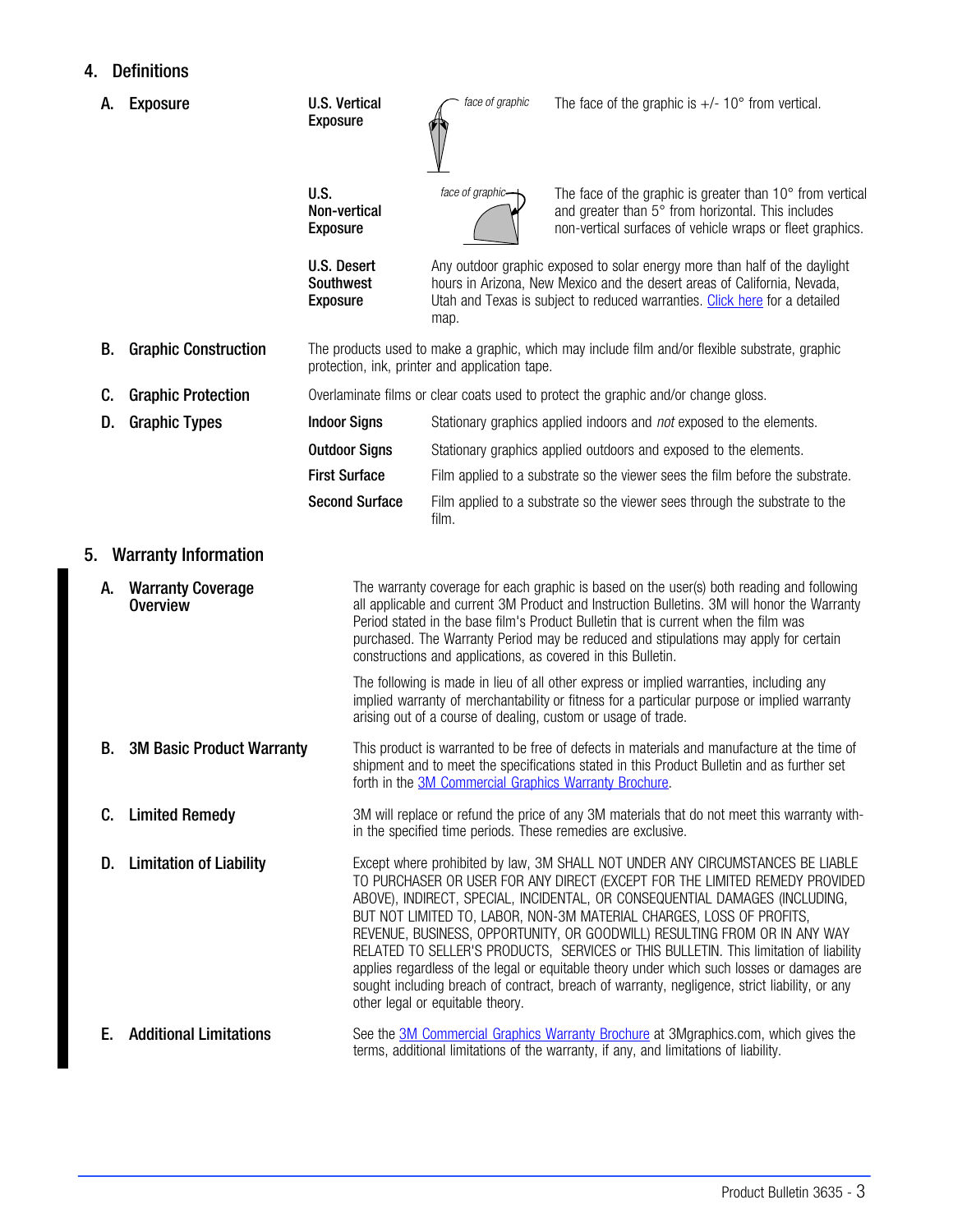## 4. Definitions

### A. Exposure

**U.S. Vertical Exposure**

*face of graphic*

The face of the graphic is +/- 10° from vertical.

**U.S. Non-vertical Exposure**

*face of graphic*

The face of the graphic is greater than 10° from vertical and greater than 5° from horizontal. This includes non-vertical surfaces of vehicle wraps or fleet graphics.

**U.S. Desert Southwest Exposure**

Any outdoor graphic exposed to solar energy more than half of the daylight hours in Arizona, New Mexico and the desert areas of California, Nevada, Utah and Texas is subject to reduced warranties. Click here for a detailed map.

### B. Graphic Construction

The products used to make a graphic, which may include film and/or flexible substrate, graphic protection, ink, printer and application tape.

### C. Graphic Protection

Overlaminate films or clear coats used to protect the graphic and/or change gloss.

### D. Graphic Types

**Indoor Signs** — Stationary graphics applied indoors and *not* exposed to the elements.

**Outdoor Signs** — Stationary graphics applied outdoors and exposed to the elements.

**First Surface** — Film applied to a substrate so the viewer sees the film before the substrate.

**Second Surface** — Film applied to a substrate so the viewer sees through the substrate to the film.

## 5. Warranty Information

### A. Warranty Coverage Overview

The warranty coverage for each graphic is based on the user(s) both reading and following all applicable and current 3M Product and Instruction Bulletins. 3M will honor the Warranty Period stated in the base film's Product Bulletin that is current when the film was purchased. The Warranty Period may be reduced and stipulations may apply for certain constructions and applications, as covered in this Bulletin.

The following is made in lieu of all other express or implied warranties, including any implied warranty of merchantability or fitness for a particular purpose or implied warranty arising out of a course of dealing, custom or usage of trade.

### B. 3M Basic Product Warranty

This product is warranted to be free of defects in materials and manufacture at the time of shipment and to meet the specifications stated in this Product Bulletin and as further set forth in the 3M Commercial Graphics Warranty Brochure.

### C. Limited Remedy

3M will replace or refund the price of any 3M materials that do not meet this warranty within the specified time periods. These remedies are exclusive.

### D. Limitation of Liability

Except where prohibited by law, 3M SHALL NOT UNDER ANY CIRCUMSTANCES BE LIABLE TO PURCHASER OR USER FOR ANY DIRECT (EXCEPT FOR THE LIMITED REMEDY PROVIDED ABOVE), INDIRECT, SPECIAL, INCIDENTAL, OR CONSEQUENTIAL DAMAGES (INCLUDING, BUT NOT LIMITED TO, LABOR, NON-3M MATERIAL CHARGES, LOSS OF PROFITS, REVENUE, BUSINESS, OPPORTUNITY, OR GOODWILL) RESULTING FROM OR IN ANY WAY RELATED TO SELLER'S PRODUCTS, SERVICES or THIS BULLETIN. This limitation of liability applies regardless of the legal or equitable theory under which such losses or damages are sought including breach of contract, breach of warranty, negligence, strict liability, or any other legal or equitable theory.

### E. Additional Limitations

See the 3M Commercial Graphics Warranty Brochure at 3Mgraphics.com, which gives the terms, additional limitations of the warranty, if any, and limitations of liability.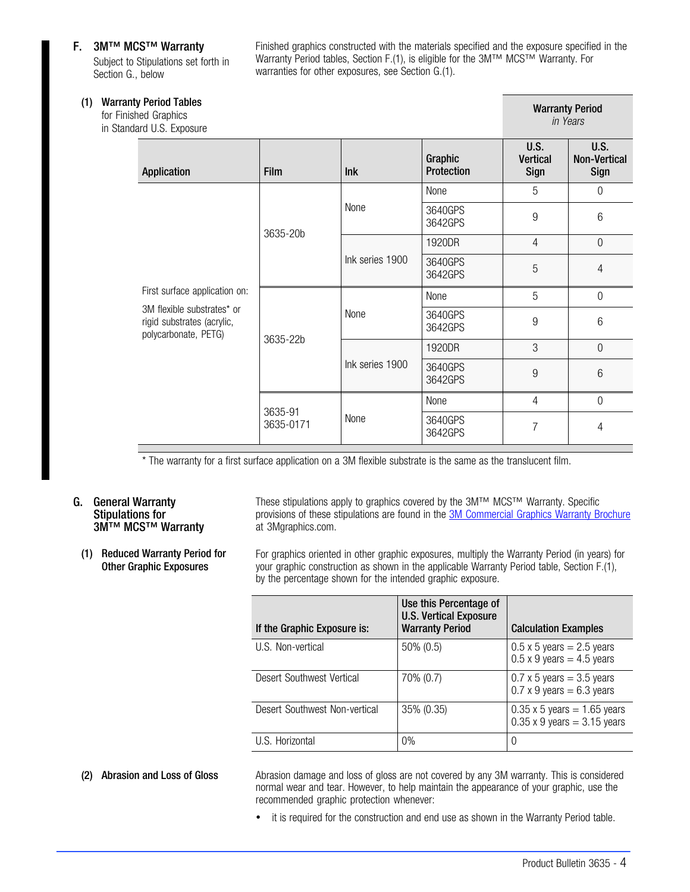## F. 3M™ MCS™ Warranty

Subject to Stipulations set forth in Section G., below

Finished graphics constructed with the materials specified and the exposure specified in the Warranty Period tables, Section F.(1), is eligible for the 3M™ MCS™ Warranty. For warranties for other exposures, see Section G.(1).

### (1) Warranty Period Tables for Finished Graphics in Standard U.S. Exposure

| Application | Film | Ink | Graphic Protection | Warranty Period *in Years* U.S. Vertical Sign | Warranty Period *in Years* U.S. Non-Vertical Sign |
|---|---|---|---|---|---|
| First surface application on: 3M flexible substrates* or rigid substrates (acrylic, polycarbonate, PETG) | 3635-20b | None | None | 5 | 0 |
| | | | 3640GPS 3642GPS | 9 | 6 |
| | | Ink series 1900 | 1920DR | 4 | 0 |
| | | | 3640GPS 3642GPS | 5 | 4 |
| | 3635-22b | None | None | 5 | 0 |
| | | | 3640GPS 3642GPS | 9 | 6 |
| | | Ink series 1900 | 1920DR | 3 | 0 |
| | | | 3640GPS 3642GPS | 9 | 6 |
| | 3635-91 3635-0171 | None | None | 4 | 0 |
| | | | 3640GPS 3642GPS | 7 | 4 |

* The warranty for a first surface application on a 3M flexible substrate is the same as the translucent film.

## G. General Warranty Stipulations for 3M™ MCS™ Warranty

These stipulations apply to graphics covered by the 3M™ MCS™ Warranty. Specific provisions of these stipulations are found in the 3M Commercial Graphics Warranty Brochure at 3Mgraphics.com.

### (1) Reduced Warranty Period for Other Graphic Exposures

For graphics oriented in other graphic exposures, multiply the Warranty Period (in years) for your graphic construction as shown in the applicable Warranty Period table, Section F.(1), by the percentage shown for the intended graphic exposure.

| If the Graphic Exposure is: | Use this Percentage of U.S. Vertical Exposure Warranty Period | Calculation Examples |
|---|---|---|
| U.S. Non-vertical | 50% (0.5) | 0.5 x 5 years = 2.5 years<br>0.5 x 9 years = 4.5 years |
| Desert Southwest Vertical | 70% (0.7) | 0.7 x 5 years = 3.5 years<br>0.7 x 9 years = 6.3 years |
| Desert Southwest Non-vertical | 35% (0.35) | 0.35 x 5 years = 1.65 years<br>0.35 x 9 years = 3.15 years |
| U.S. Horizontal | 0% | 0 |

### (2) Abrasion and Loss of Gloss

Abrasion damage and loss of gloss are not covered by any 3M warranty. This is considered normal wear and tear. However, to help maintain the appearance of your graphic, use the recommended graphic protection whenever:

- it is required for the construction and end use as shown in the Warranty Period table.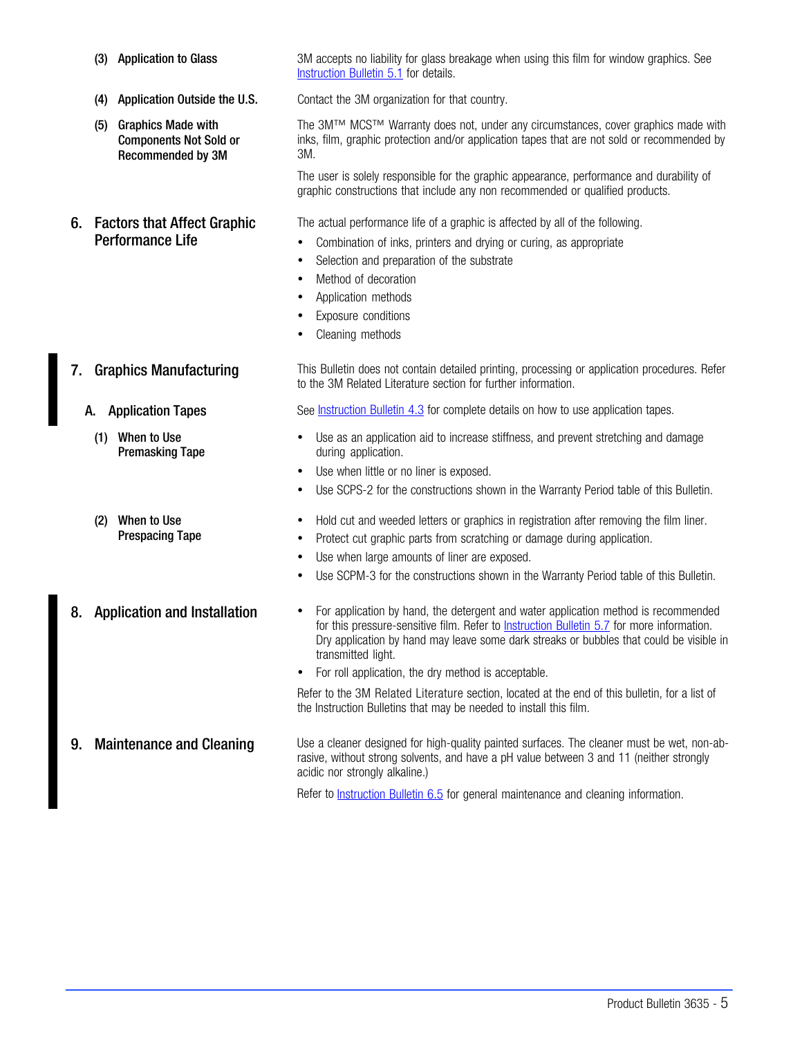**(3) Application to Glass**

3M accepts no liability for glass breakage when using this film for window graphics. See Instruction Bulletin 5.1 for details.

**(4) Application Outside the U.S.**

Contact the 3M organization for that country.

**(5) Graphics Made with Components Not Sold or Recommended by 3M**

The 3M™ MCS™ Warranty does not, under any circumstances, cover graphics made with inks, film, graphic protection and/or application tapes that are not sold or recommended by 3M.

The user is solely responsible for the graphic appearance, performance and durability of graphic constructions that include any non recommended or qualified products.

## 6. Factors that Affect Graphic Performance Life

The actual performance life of a graphic is affected by all of the following.

- Combination of inks, printers and drying or curing, as appropriate
- Selection and preparation of the substrate
- Method of decoration
- Application methods
- Exposure conditions
- Cleaning methods

## 7. Graphics Manufacturing

This Bulletin does not contain detailed printing, processing or application procedures. Refer to the 3M Related Literature section for further information.

### A. Application Tapes

See Instruction Bulletin 4.3 for complete details on how to use application tapes.

**(1) When to Use Premasking Tape**

- Use as an application aid to increase stiffness, and prevent stretching and damage during application.
- Use when little or no liner is exposed.
- Use SCPS-2 for the constructions shown in the Warranty Period table of this Bulletin.

**(2) When to Use Prespacing Tape**

- Hold cut and weeded letters or graphics in registration after removing the film liner.
- Protect cut graphic parts from scratching or damage during application.
- Use when large amounts of liner are exposed.
- Use SCPM-3 for the constructions shown in the Warranty Period table of this Bulletin.

## 8. Application and Installation

- For application by hand, the detergent and water application method is recommended for this pressure-sensitive film. Refer to Instruction Bulletin 5.7 for more information. Dry application by hand may leave some dark streaks or bubbles that could be visible in transmitted light.
- For roll application, the dry method is acceptable.

Refer to the 3M Related Literature section, located at the end of this bulletin, for a list of the Instruction Bulletins that may be needed to install this film.

## 9. Maintenance and Cleaning

Use a cleaner designed for high-quality painted surfaces. The cleaner must be wet, non-abrasive, without strong solvents, and have a pH value between 3 and 11 (neither strongly acidic nor strongly alkaline.)

Refer to Instruction Bulletin 6.5 for general maintenance and cleaning information.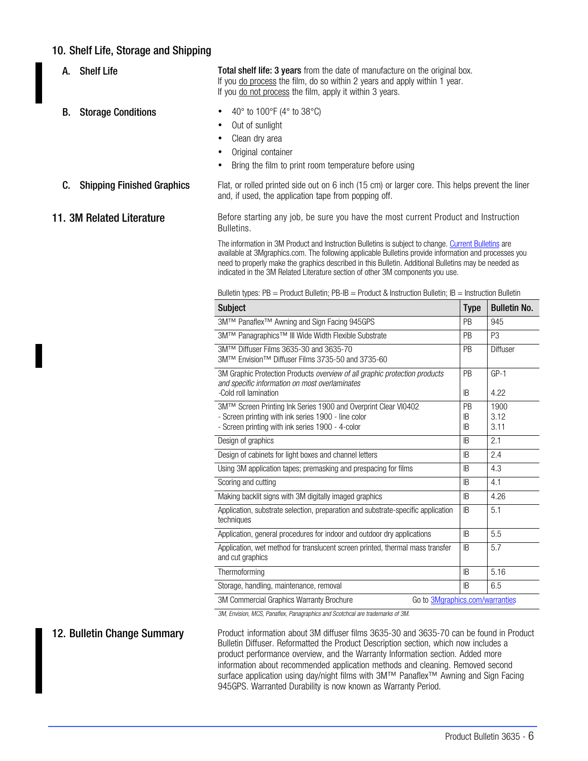## 10. Shelf Life, Storage and Shipping

### A. Shelf Life

**Total shelf life: 3 years** from the date of manufacture on the original box.
If you do process the film, do so within 2 years and apply within 1 year.
If you do not process the film, apply it within 3 years.

### B. Storage Conditions

- 40° to 100°F (4° to 38°C)
- Out of sunlight
- Clean dry area
- Original container
- Bring the film to print room temperature before using

### C. Shipping Finished Graphics

Flat, or rolled printed side out on 6 inch (15 cm) or larger core. This helps prevent the liner and, if used, the application tape from popping off.

## 11. 3M Related Literature

Before starting any job, be sure you have the most current Product and Instruction Bulletins.

The information in 3M Product and Instruction Bulletins is subject to change. Current Bulletins are available at 3Mgraphics.com. The following applicable Bulletins provide information and processes you need to properly make the graphics described in this Bulletin. Additional Bulletins may be needed as indicated in the 3M Related Literature section of other 3M components you use.

Bulletin types: PB = Product Bulletin; PB-IB = Product & Instruction Bulletin; IB = Instruction Bulletin

| Subject | Type | Bulletin No. |
|---|---|---|
| 3M™ Panaflex™ Awning and Sign Facing 945GPS | PB | 945 |
| 3M™ Panagraphics™ III Wide Width Flexible Substrate | PB | P3 |
| 3M™ Diffuser Films 3635-30 and 3635-70<br>3M™ Envision™ Diffuser Films 3735-50 and 3735-60 | PB | Diffuser |
| 3M Graphic Protection Products *overview of all graphic protection products and specific information on most overlaminates*<br>-Cold roll lamination | PB<br><br>IB | GP-1<br><br>4.22 |
| 3M™ Screen Printing Ink Series 1900 and Overprint Clear VI0402<br>- Screen printing with ink series 1900 - line color<br>- Screen printing with ink series 1900 - 4-color | PB<br>IB<br>IB | 1900<br>3.12<br>3.11 |
| Design of graphics | IB | 2.1 |
| Design of cabinets for light boxes and channel letters | IB | 2.4 |
| Using 3M application tapes; premasking and prespacing for films | IB | 4.3 |
| Scoring and cutting | IB | 4.1 |
| Making backlit signs with 3M digitally imaged graphics | IB | 4.26 |
| Application, substrate selection, preparation and substrate-specific application techniques | IB | 5.1 |
| Application, general procedures for indoor and outdoor dry applications | IB | 5.5 |
| Application, wet method for translucent screen printed, thermal mass transfer and cut graphics | IB | 5.7 |
| Thermoforming | IB | 5.16 |
| Storage, handling, maintenance, removal | IB | 6.5 |
| 3M Commercial Graphics Warranty Brochure | Go to 3Mgraphics.com/warranties | |

*3M, Envision, MCS, Panaflex, Panagraphics and Scotchcal are trademarks of 3M.*

## 12. Bulletin Change Summary

Product information about 3M diffuser films 3635-30 and 3635-70 can be found in Product Bulletin Diffuser. Reformatted the Product Description section, which now includes a product performance overview, and the Warranty Information section. Added more information about recommended application methods and cleaning. Removed second surface application using day/night films with 3M™ Panaflex™ Awning and Sign Facing 945GPS. Warranted Durability is now known as Warranty Period.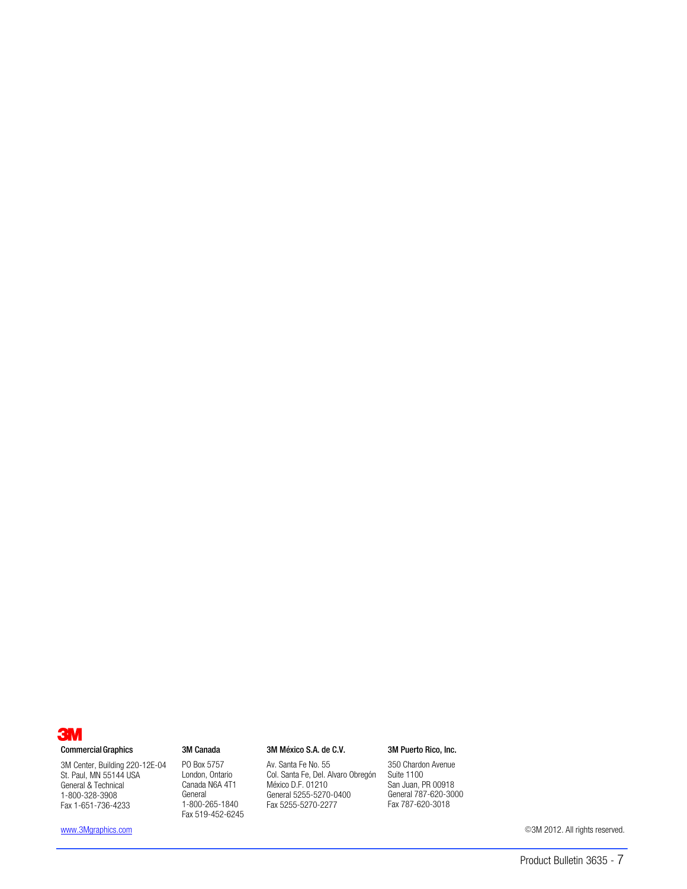3M

**Commercial Graphics**

3M Center, Building 220-12E-04
St. Paul, MN 55144 USA
General & Technical
1-800-328-3908
Fax 1-651-736-4233

**3M Canada**

PO Box 5757
London, Ontario
Canada N6A 4T1
General
1-800-265-1840
Fax 519-452-6245

**3M México S.A. de C.V.**

Av. Santa Fe No. 55
Col. Santa Fe, Del. Alvaro Obregón
México D.F. 01210
General 5255-5270-0400
Fax 5255-5270-2277

**3M Puerto Rico, Inc.**

350 Chardon Avenue
Suite 1100
San Juan, PR 00918
General 787-620-3000
Fax 787-620-3018

www.3Mgraphics.com

©3M 2012. All rights reserved.